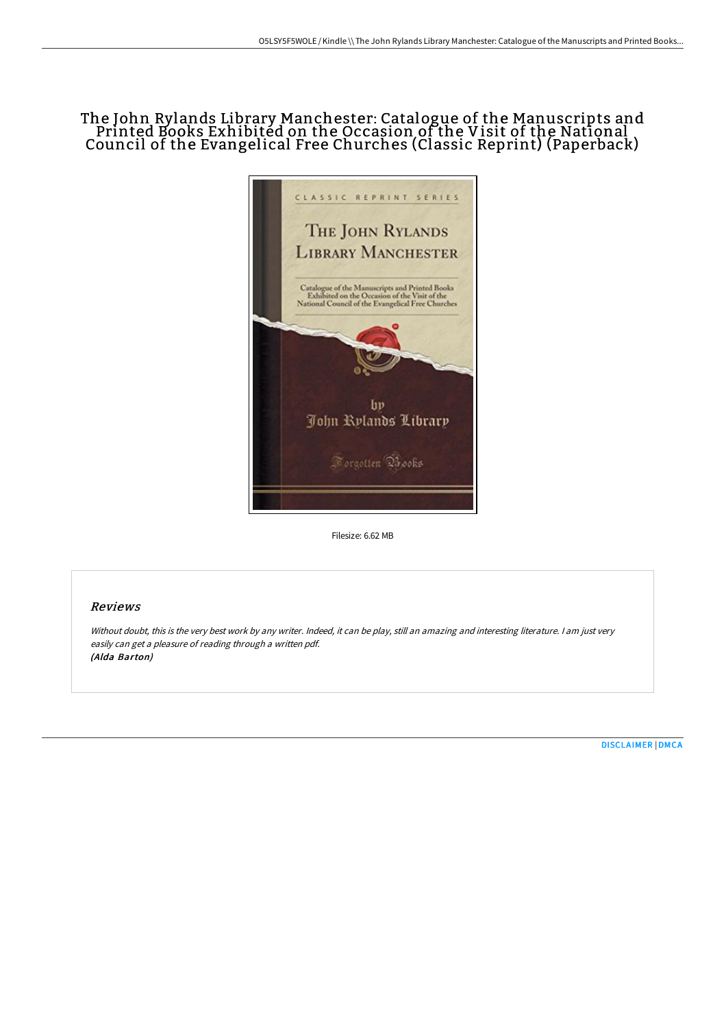# The John Rylands Library Manchester: Catalogue of the Manuscripts and Printed Books Exhibited on the Occasion of the Visit of the National Council of the Evangelical Free Churches (Classic Reprint) (Paperback)

Filesize: 6.62 MB

## Reviews

*Without doubt, this is the very best work by any writer. Indeed, it can be play, still an amazing and interesting literature. I am just very easily can get a pleasure of reading through a written pdf.*
***(Alda Barton)***

DISCLAIMER | DMCA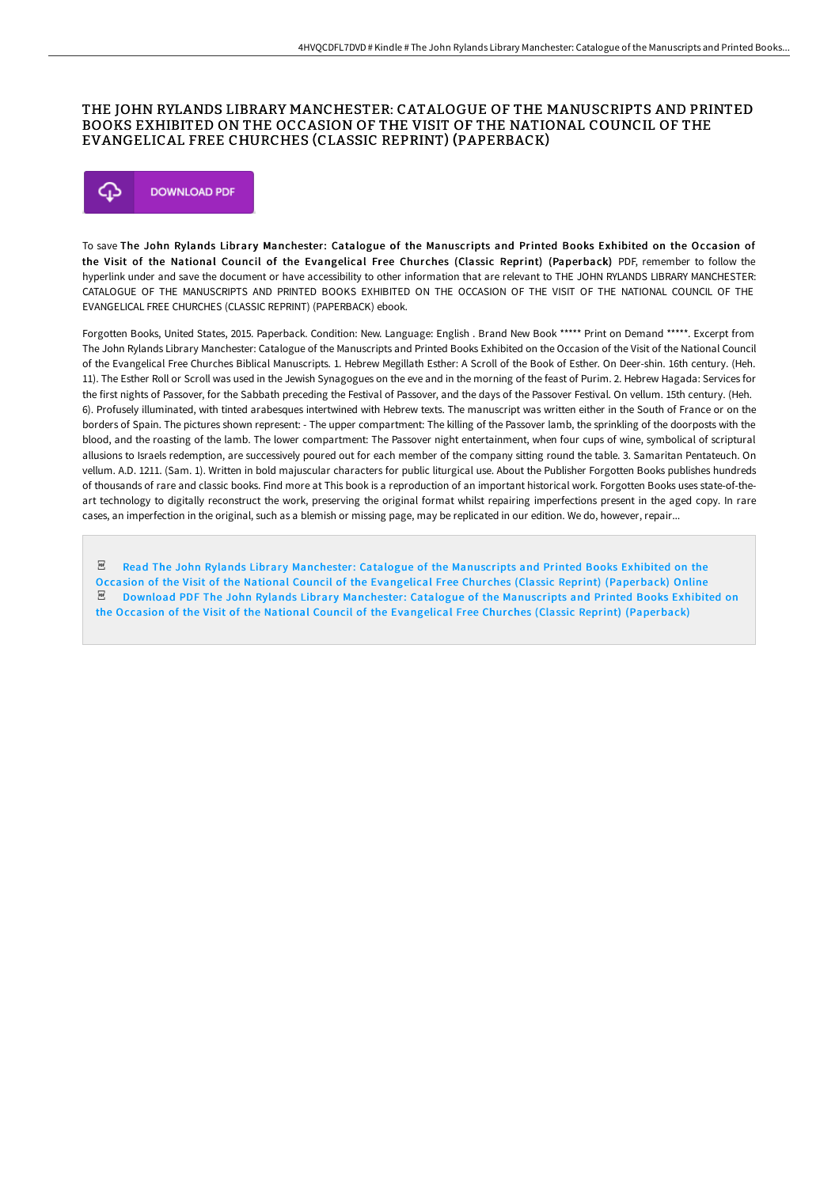# THE JOHN RYLANDS LIBRARY MANCHESTER: CATALOGUE OF THE MANUSCRIPTS AND PRINTED BOOKS EXHIBITED ON THE OCCASION OF THE VISIT OF THE NATIONAL COUNCIL OF THE EVANGELICAL FREE CHURCHES (CLASSIC REPRINT) (PAPERBACK)

DOWNLOAD PDF

To save **The John Rylands Library Manchester: Catalogue of the Manuscripts and Printed Books Exhibited on the Occasion of the Visit of the National Council of the Evangelical Free Churches (Classic Reprint) (Paperback)** PDF, remember to follow the hyperlink under and save the document or have accessibility to other information that are relevant to THE JOHN RYLANDS LIBRARY MANCHESTER: CATALOGUE OF THE MANUSCRIPTS AND PRINTED BOOKS EXHIBITED ON THE OCCASION OF THE VISIT OF THE NATIONAL COUNCIL OF THE EVANGELICAL FREE CHURCHES (CLASSIC REPRINT) (PAPERBACK) ebook.

Forgotten Books, United States, 2015. Paperback. Condition: New. Language: English . Brand New Book ***** Print on Demand *****. Excerpt from The John Rylands Library Manchester: Catalogue of the Manuscripts and Printed Books Exhibited on the Occasion of the Visit of the National Council of the Evangelical Free Churches Biblical Manuscripts. 1. Hebrew Megillath Esther: A Scroll of the Book of Esther. On Deer-shin. 16th century. (Heb. 11). The Esther Roll or Scroll was used in the Jewish Synagogues on the eve and in the morning of the feast of Purim. 2. Hebrew Hagada: Services for the first nights of Passover, for the Sabbath preceding the Festival of Passover, and the days of the Passover Festival. On vellum. 15th century. (Heb. 6). Profusely illuminated, with tinted arabesques intertwined with Hebrew texts. The manuscript was written either in the South of France or on the borders of Spain. The pictures shown represent: - The upper compartment: The killing of the Passover lamb, the sprinkling of the doorposts with the blood, and the roasting of the lamb. The lower compartment: The Passover night entertainment, when four cups of wine, symbolical of scriptural allusions to Israels redemption, are successively poured out for each member of the company sitting round the table. 3. Samaritan Pentateuch. On vellum. A.D. 1211. (Sam. 1). Written in bold majuscular characters for public liturgical use. About the Publisher Forgotten Books publishes hundreds of thousands of rare and classic books. Find more at This book is a reproduction of an important historical work. Forgotten Books uses state-of-the-art technology to digitally reconstruct the work, preserving the original format whilst repairing imperfections present in the aged copy. In rare cases, an imperfection in the original, such as a blemish or missing page, may be replicated in our edition. We do, however, repair...

Read The John Rylands Library Manchester: Catalogue of the Manuscripts and Printed Books Exhibited on the Occasion of the Visit of the National Council of the Evangelical Free Churches (Classic Reprint) (Paperback) Online

Download PDF The John Rylands Library Manchester: Catalogue of the Manuscripts and Printed Books Exhibited on the Occasion of the Visit of the National Council of the Evangelical Free Churches (Classic Reprint) (Paperback)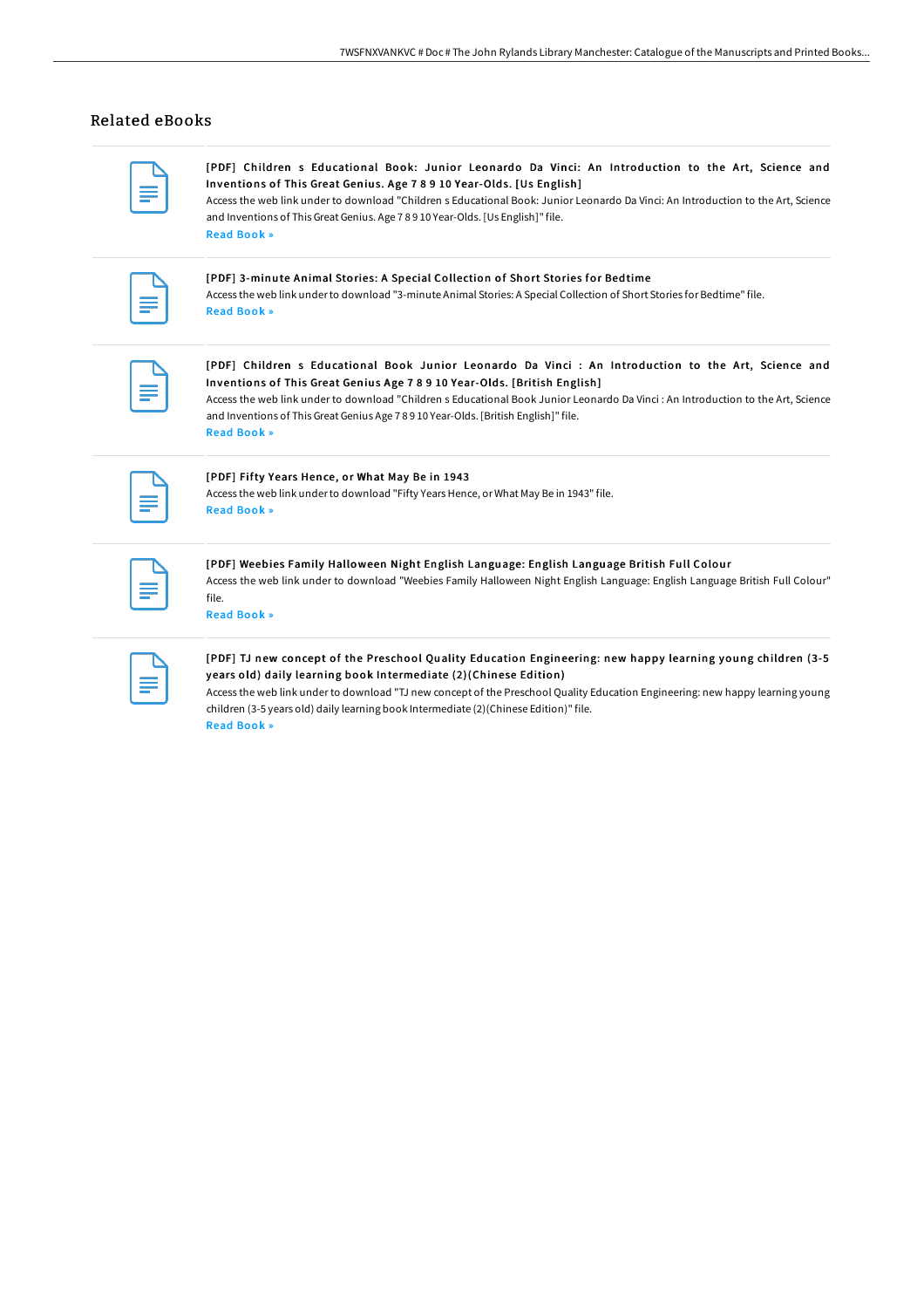## Related eBooks

[PDF] Children s Educational Book: Junior Leonardo Da Vinci: An Introduction to the Art, Science and Inventions of This Great Genius. Age 7 8 9 10 Year-Olds. [Us English]

Access the web link under to download "Children s Educational Book: Junior Leonardo Da Vinci: An Introduction to the Art, Science and Inventions of This Great Genius. Age 7 8 9 10 Year-Olds. [Us English]" file.

Read Book »

[PDF] 3-minute Animal Stories: A Special Collection of Short Stories for Bedtime

Access the web link under to download "3-minute Animal Stories: A Special Collection of Short Stories for Bedtime" file.

Read Book »

[PDF] Children s Educational Book Junior Leonardo Da Vinci : An Introduction to the Art, Science and Inventions of This Great Genius Age 7 8 9 10 Year-Olds. [British English]

Access the web link under to download "Children s Educational Book Junior Leonardo Da Vinci : An Introduction to the Art, Science and Inventions of This Great Genius Age 7 8 9 10 Year-Olds. [British English]" file.

Read Book »

[PDF] Fifty Years Hence, or What May Be in 1943

Access the web link under to download "Fifty Years Hence, or What May Be in 1943" file.

Read Book »

[PDF] Weebies Family Halloween Night English Language: English Language British Full Colour

Access the web link under to download "Weebies Family Halloween Night English Language: English Language British Full Colour" file.

Read Book »

[PDF] TJ new concept of the Preschool Quality Education Engineering: new happy learning young children (3-5 years old) daily learning book Intermediate (2)(Chinese Edition)

Access the web link under to download "TJ new concept of the Preschool Quality Education Engineering: new happy learning young children (3-5 years old) daily learning book Intermediate (2)(Chinese Edition)" file.

Read Book »